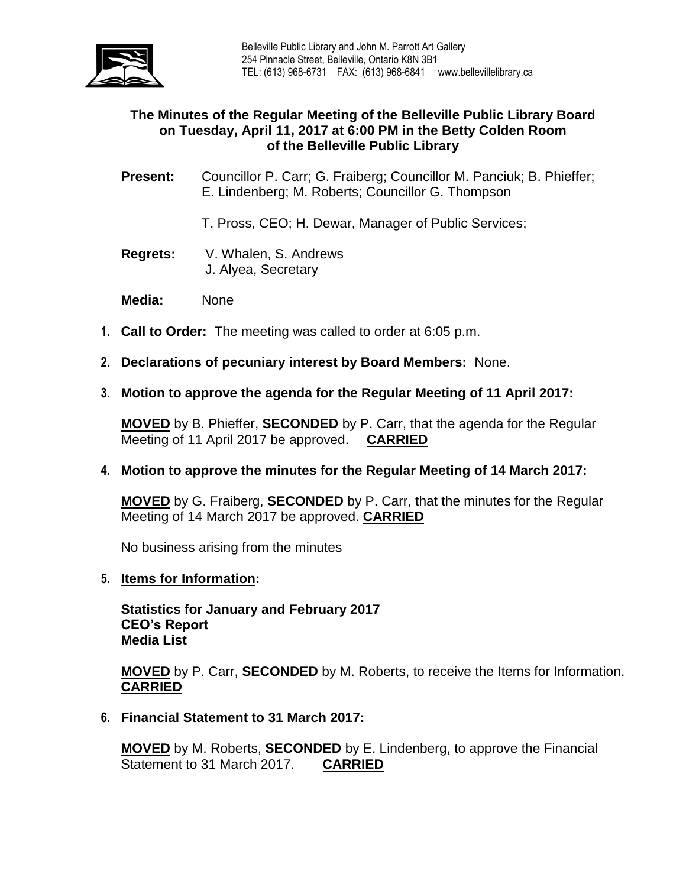Belleville Public Library and John M. Parrott Art Gallery
254 Pinnacle Street, Belleville, Ontario K8N 3B1
TEL: (613) 968-6731 FAX: (613) 968-6841 www.bellevillelibrary.ca

## The Minutes of the Regular Meeting of the Belleville Public Library Board on Tuesday, April 11, 2017 at 6:00 PM in the Betty Colden Room of the Belleville Public Library

**Present:** Councillor P. Carr; G. Fraiberg; Councillor M. Panciuk; B. Phieffer; E. Lindenberg; M. Roberts; Councillor G. Thompson

T. Pross, CEO; H. Dewar, Manager of Public Services;

**Regrets:** V. Whalen, S. Andrews
J. Alyea, Secretary

**Media:** None

1. **Call to Order:** The meeting was called to order at 6:05 p.m.

2. **Declarations of pecuniary interest by Board Members:** None.

3. **Motion to approve the agenda for the Regular Meeting of 11 April 2017:**

   **MOVED** by B. Phieffer, **SECONDED** by P. Carr, that the agenda for the Regular Meeting of 11 April 2017 be approved. **CARRIED**

4. **Motion to approve the minutes for the Regular Meeting of 14 March 2017:**

   **MOVED** by G. Fraiberg, **SECONDED** by P. Carr, that the minutes for the Regular Meeting of 14 March 2017 be approved. **CARRIED**

   No business arising from the minutes

5. **Items for Information:**

   **Statistics for January and February 2017**
   **CEO's Report**
   **Media List**

   **MOVED** by P. Carr, **SECONDED** by M. Roberts, to receive the Items for Information. **CARRIED**

6. **Financial Statement to 31 March 2017:**

   **MOVED** by M. Roberts, **SECONDED** by E. Lindenberg, to approve the Financial Statement to 31 March 2017. **CARRIED**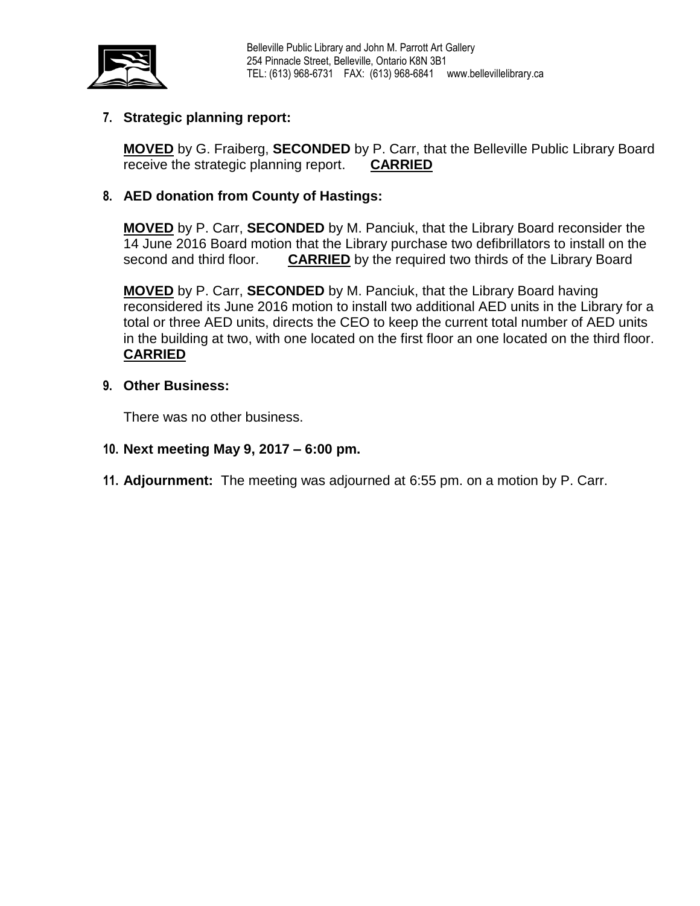Belleville Public Library and John M. Parrott Art Gallery
254 Pinnacle Street, Belleville, Ontario K8N 3B1
TEL: (613) 968-6731 FAX: (613) 968-6841 www.bellevillelibrary.ca

**7. Strategic planning report:**

**MOVED** by G. Fraiberg, **SECONDED** by P. Carr, that the Belleville Public Library Board receive the strategic planning report. **CARRIED**

**8. AED donation from County of Hastings:**

**MOVED** by P. Carr, **SECONDED** by M. Panciuk, that the Library Board reconsider the 14 June 2016 Board motion that the Library purchase two defibrillators to install on the second and third floor. **CARRIED** by the required two thirds of the Library Board

**MOVED** by P. Carr, **SECONDED** by M. Panciuk, that the Library Board having reconsidered its June 2016 motion to install two additional AED units in the Library for a total or three AED units, directs the CEO to keep the current total number of AED units in the building at two, with one located on the first floor an one located on the third floor. **CARRIED**

**9. Other Business:**

There was no other business.

**10. Next meeting May 9, 2017 – 6:00 pm.**

**11. Adjournment:** The meeting was adjourned at 6:55 pm. on a motion by P. Carr.